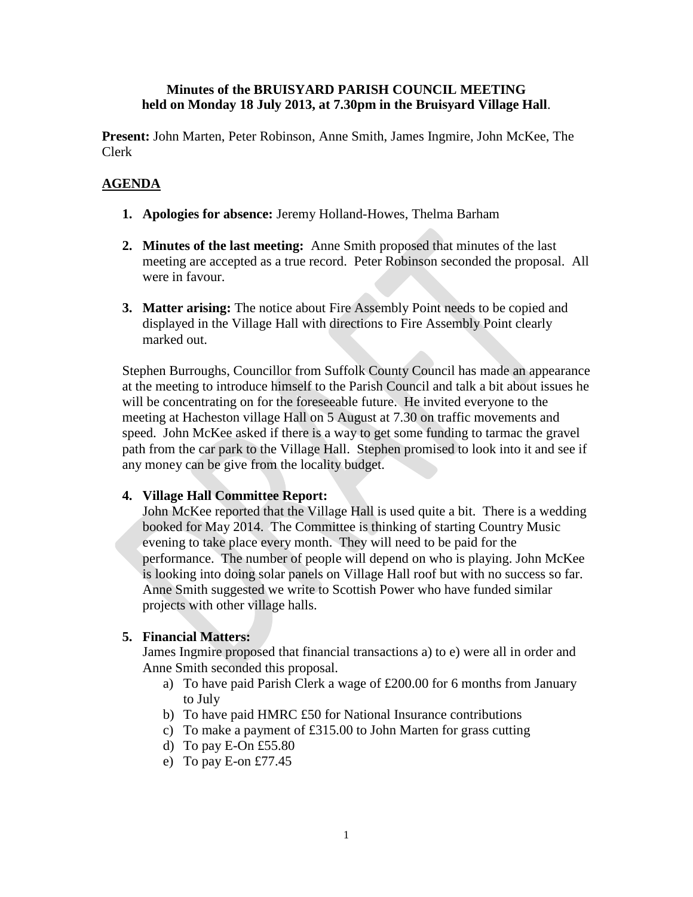**Minutes of the BRUISYARD PARISH COUNCIL MEETING**
**held on Monday 18 July 2013, at 7.30pm in the Bruisyard Village Hall**.

**Present:** John Marten, Peter Robinson, Anne Smith, James Ingmire, John McKee, The Clerk

## AGENDA

1. **Apologies for absence:** Jeremy Holland-Howes, Thelma Barham

2. **Minutes of the last meeting:** Anne Smith proposed that minutes of the last meeting are accepted as a true record. Peter Robinson seconded the proposal. All were in favour.

3. **Matter arising:** The notice about Fire Assembly Point needs to be copied and displayed in the Village Hall with directions to Fire Assembly Point clearly marked out.

Stephen Burroughs, Councillor from Suffolk County Council has made an appearance at the meeting to introduce himself to the Parish Council and talk a bit about issues he will be concentrating on for the foreseeable future. He invited everyone to the meeting at Hacheston village Hall on 5 August at 7.30 on traffic movements and speed. John McKee asked if there is a way to get some funding to tarmac the gravel path from the car park to the Village Hall. Stephen promised to look into it and see if any money can be give from the locality budget.

4. **Village Hall Committee Report:**
   John McKee reported that the Village Hall is used quite a bit. There is a wedding booked for May 2014. The Committee is thinking of starting Country Music evening to take place every month. They will need to be paid for the performance. The number of people will depend on who is playing. John McKee is looking into doing solar panels on Village Hall roof but with no success so far. Anne Smith suggested we write to Scottish Power who have funded similar projects with other village halls.

5. **Financial Matters:**
   James Ingmire proposed that financial transactions a) to e) were all in order and Anne Smith seconded this proposal.
   a) To have paid Parish Clerk a wage of £200.00 for 6 months from January to July
   b) To have paid HMRC £50 for National Insurance contributions
   c) To make a payment of £315.00 to John Marten for grass cutting
   d) To pay E-On £55.80
   e) To pay E-on £77.45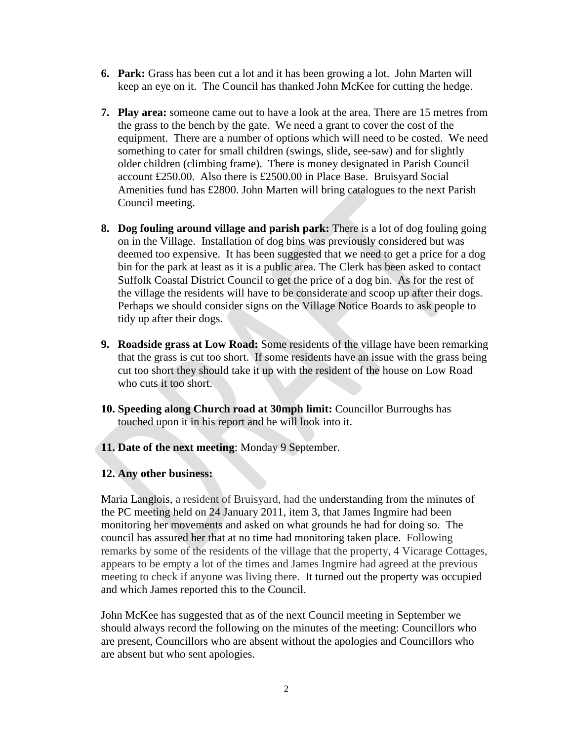6. **Park:** Grass has been cut a lot and it has been growing a lot. John Marten will keep an eye on it. The Council has thanked John McKee for cutting the hedge.

7. **Play area:** someone came out to have a look at the area. There are 15 metres from the grass to the bench by the gate. We need a grant to cover the cost of the equipment. There are a number of options which will need to be costed. We need something to cater for small children (swings, slide, see-saw) and for slightly older children (climbing frame). There is money designated in Parish Council account £250.00. Also there is £2500.00 in Place Base. Bruisyard Social Amenities fund has £2800. John Marten will bring catalogues to the next Parish Council meeting.

8. **Dog fouling around village and parish park:** There is a lot of dog fouling going on in the Village. Installation of dog bins was previously considered but was deemed too expensive. It has been suggested that we need to get a price for a dog bin for the park at least as it is a public area. The Clerk has been asked to contact Suffolk Coastal District Council to get the price of a dog bin. As for the rest of the village the residents will have to be considerate and scoop up after their dogs. Perhaps we should consider signs on the Village Notice Boards to ask people to tidy up after their dogs.

9. **Roadside grass at Low Road:** Some residents of the village have been remarking that the grass is cut too short. If some residents have an issue with the grass being cut too short they should take it up with the resident of the house on Low Road who cuts it too short.

10. **Speeding along Church road at 30mph limit:** Councillor Burroughs has touched upon it in his report and he will look into it.

11. **Date of the next meeting**: Monday 9 September.

12. **Any other business:**

Maria Langlois, a resident of Bruisyard, had the understanding from the minutes of the PC meeting held on 24 January 2011, item 3, that James Ingmire had been monitoring her movements and asked on what grounds he had for doing so. The council has assured her that at no time had monitoring taken place. Following remarks by some of the residents of the village that the property, 4 Vicarage Cottages, appears to be empty a lot of the times and James Ingmire had agreed at the previous meeting to check if anyone was living there. It turned out the property was occupied and which James reported this to the Council.

John McKee has suggested that as of the next Council meeting in September we should always record the following on the minutes of the meeting: Councillors who are present, Councillors who are absent without the apologies and Councillors who are absent but who sent apologies.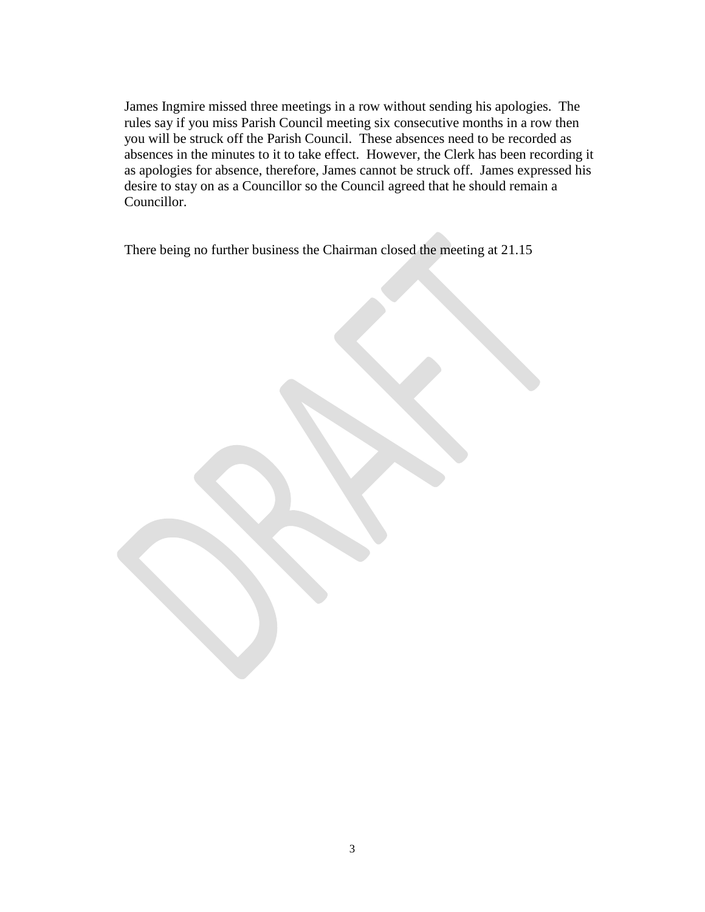James Ingmire missed three meetings in a row without sending his apologies. The rules say if you miss Parish Council meeting six consecutive months in a row then you will be struck off the Parish Council. These absences need to be recorded as absences in the minutes to it to take effect. However, the Clerk has been recording it as apologies for absence, therefore, James cannot be struck off. James expressed his desire to stay on as a Councillor so the Council agreed that he should remain a Councillor.

There being no further business the Chairman closed the meeting at 21.15